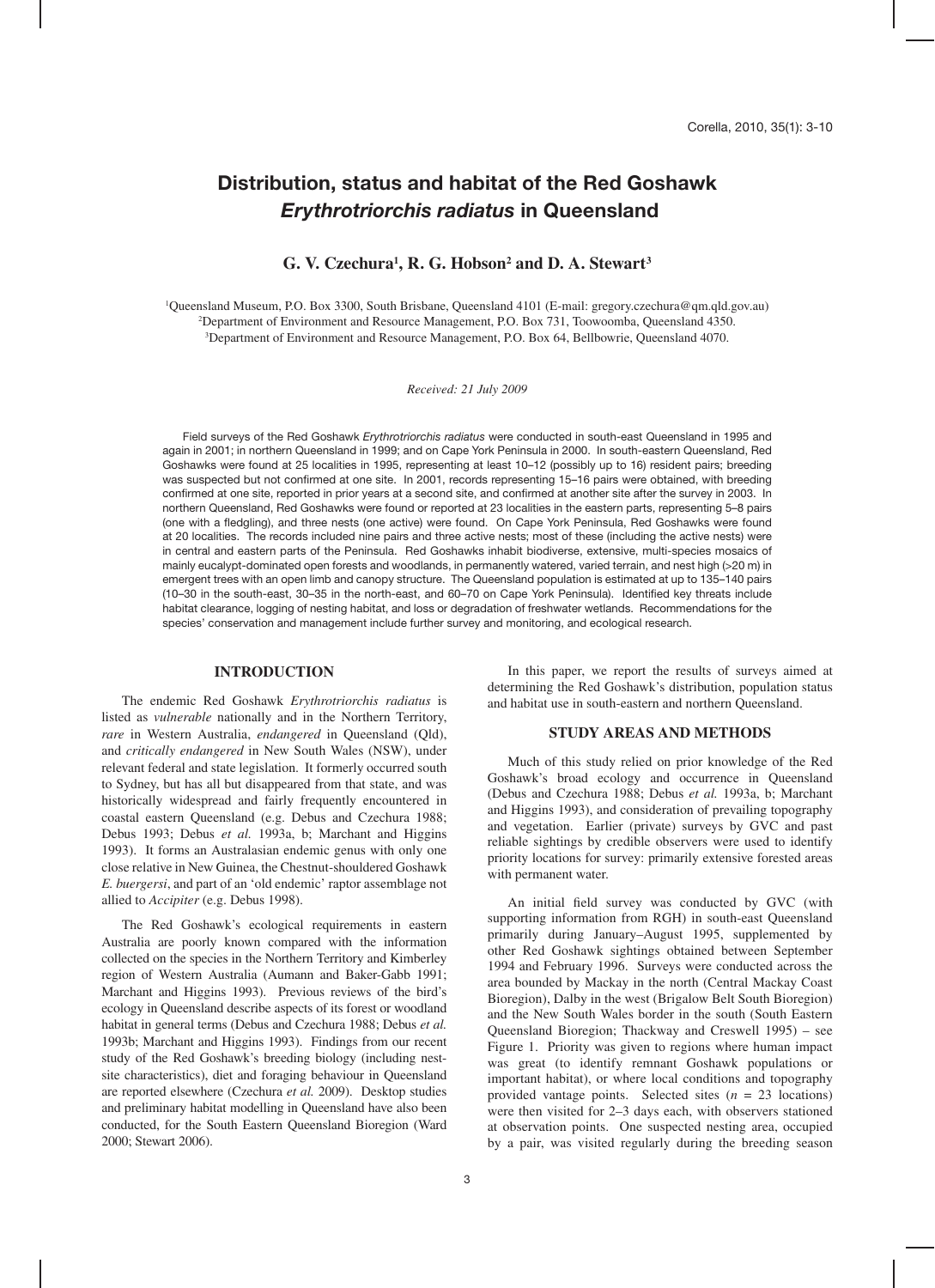# Distribution, status and habitat of the Red Goshawk *Erythrotriorchis radiatus* in Queensland

**G. V. Czechura[1], R. G. Hobson[2] and D. A. Stewart[3]**

[1]Queensland Museum, P.O. Box 3300, South Brisbane, Queensland 4101 (E-mail: gregory.czechura@qm.qld.gov.au)
[2]Department of Environment and Resource Management, P.O. Box 731, Toowoomba, Queensland 4350.
[3]Department of Environment and Resource Management, P.O. Box 64, Bellbowrie, Queensland 4070.

*Received: 21 July 2009*

Field surveys of the Red Goshawk *Erythrotriorchis radiatus* were conducted in south-east Queensland in 1995 and again in 2001; in northern Queensland in 1999; and on Cape York Peninsula in 2000. In south-eastern Queensland, Red Goshawks were found at 25 localities in 1995, representing at least 10–12 (possibly up to 16) resident pairs; breeding was suspected but not confirmed at one site. In 2001, records representing 15–16 pairs were obtained, with breeding confirmed at one site, reported in prior years at a second site, and confirmed at another site after the survey in 2003. In northern Queensland, Red Goshawks were found or reported at 23 localities in the eastern parts, representing 5–8 pairs (one with a fledgling), and three nests (one active) were found. On Cape York Peninsula, Red Goshawks were found at 20 localities. The records included nine pairs and three active nests; most of these (including the active nests) were in central and eastern parts of the Peninsula. Red Goshawks inhabit biodiverse, extensive, multi-species mosaics of mainly eucalypt-dominated open forests and woodlands, in permanently watered, varied terrain, and nest high (>20 m) in emergent trees with an open limb and canopy structure. The Queensland population is estimated at up to 135–140 pairs (10–30 in the south-east, 30–35 in the north-east, and 60–70 on Cape York Peninsula). Identified key threats include habitat clearance, logging of nesting habitat, and loss or degradation of freshwater wetlands. Recommendations for the species' conservation and management include further survey and monitoring, and ecological research.

## INTRODUCTION

The endemic Red Goshawk *Erythrotriorchis radiatus* is listed as *vulnerable* nationally and in the Northern Territory, *rare* in Western Australia, *endangered* in Queensland (Qld), and *critically endangered* in New South Wales (NSW), under relevant federal and state legislation. It formerly occurred south to Sydney, but has all but disappeared from that state, and was historically widespread and fairly frequently encountered in coastal eastern Queensland (e.g. Debus and Czechura 1988; Debus 1993; Debus *et al.* 1993a, b; Marchant and Higgins 1993). It forms an Australasian endemic genus with only one close relative in New Guinea, the Chestnut-shouldered Goshawk *E. buergersi*, and part of an 'old endemic' raptor assemblage not allied to *Accipiter* (e.g. Debus 1998).

The Red Goshawk's ecological requirements in eastern Australia are poorly known compared with the information collected on the species in the Northern Territory and Kimberley region of Western Australia (Aumann and Baker-Gabb 1991; Marchant and Higgins 1993). Previous reviews of the bird's ecology in Queensland describe aspects of its forest or woodland habitat in general terms (Debus and Czechura 1988; Debus *et al.* 1993b; Marchant and Higgins 1993). Findings from our recent study of the Red Goshawk's breeding biology (including nest-site characteristics), diet and foraging behaviour in Queensland are reported elsewhere (Czechura *et al.* 2009). Desktop studies and preliminary habitat modelling in Queensland have also been conducted, for the South Eastern Queensland Bioregion (Ward 2000; Stewart 2006).

In this paper, we report the results of surveys aimed at determining the Red Goshawk's distribution, population status and habitat use in south-eastern and northern Queensland.

## STUDY AREAS AND METHODS

Much of this study relied on prior knowledge of the Red Goshawk's broad ecology and occurrence in Queensland (Debus and Czechura 1988; Debus *et al.* 1993a, b; Marchant and Higgins 1993), and consideration of prevailing topography and vegetation. Earlier (private) surveys by GVC and past reliable sightings by credible observers were used to identify priority locations for survey: primarily extensive forested areas with permanent water.

An initial field survey was conducted by GVC (with supporting information from RGH) in south-east Queensland primarily during January–August 1995, supplemented by other Red Goshawk sightings obtained between September 1994 and February 1996. Surveys were conducted across the area bounded by Mackay in the north (Central Mackay Coast Bioregion), Dalby in the west (Brigalow Belt South Bioregion) and the New South Wales border in the south (South Eastern Queensland Bioregion; Thackway and Creswell 1995) – see Figure 1. Priority was given to regions where human impact was great (to identify remnant Goshawk populations or important habitat), or where local conditions and topography provided vantage points. Selected sites ($n$ = 23 locations) were then visited for 2–3 days each, with observers stationed at observation points. One suspected nesting area, occupied by a pair, was visited regularly during the breeding season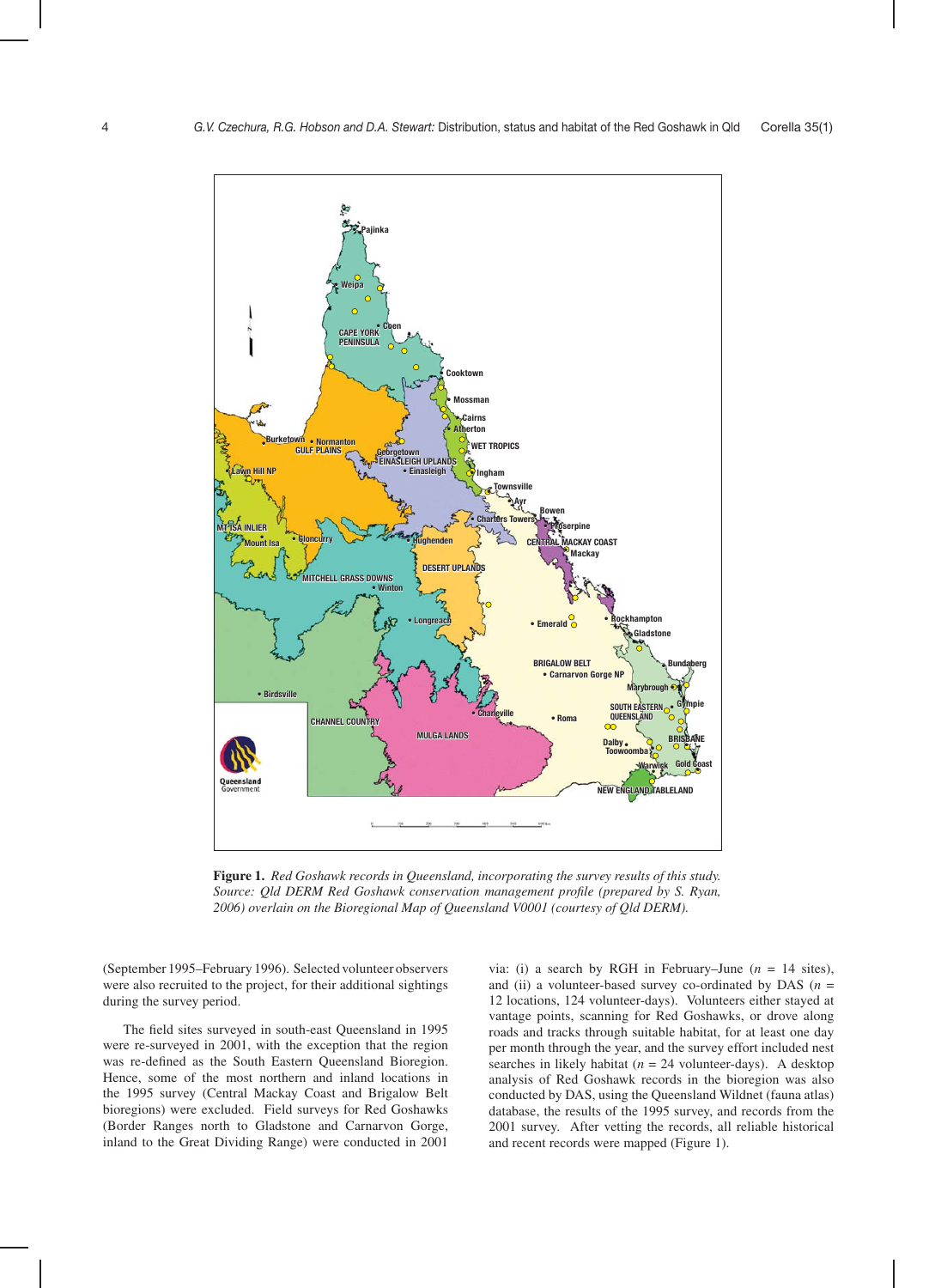**Figure 1.** *Red Goshawk records in Queensland, incorporating the survey results of this study. Source: Qld DERM Red Goshawk conservation management profile (prepared by S. Ryan, 2006) overlain on the Bioregional Map of Queensland V0001 (courtesy of Qld DERM).*

(September 1995–February 1996). Selected volunteer observers were also recruited to the project, for their additional sightings during the survey period.

The field sites surveyed in south-east Queensland in 1995 were re-surveyed in 2001, with the exception that the region was re-defined as the South Eastern Queensland Bioregion. Hence, some of the most northern and inland locations in the 1995 survey (Central Mackay Coast and Brigalow Belt bioregions) were excluded. Field surveys for Red Goshawks (Border Ranges north to Gladstone and Carnarvon Gorge, inland to the Great Dividing Range) were conducted in 2001 via: (i) a search by RGH in February–June ($n$ = 14 sites), and (ii) a volunteer-based survey co-ordinated by DAS ($n$ = 12 locations, 124 volunteer-days). Volunteers either stayed at vantage points, scanning for Red Goshawks, or drove along roads and tracks through suitable habitat, for at least one day per month through the year, and the survey effort included nest searches in likely habitat ($n$ = 24 volunteer-days). A desktop analysis of Red Goshawk records in the bioregion was also conducted by DAS, using the Queensland Wildnet (fauna atlas) database, the results of the 1995 survey, and records from the 2001 survey. After vetting the records, all reliable historical and recent records were mapped (Figure 1).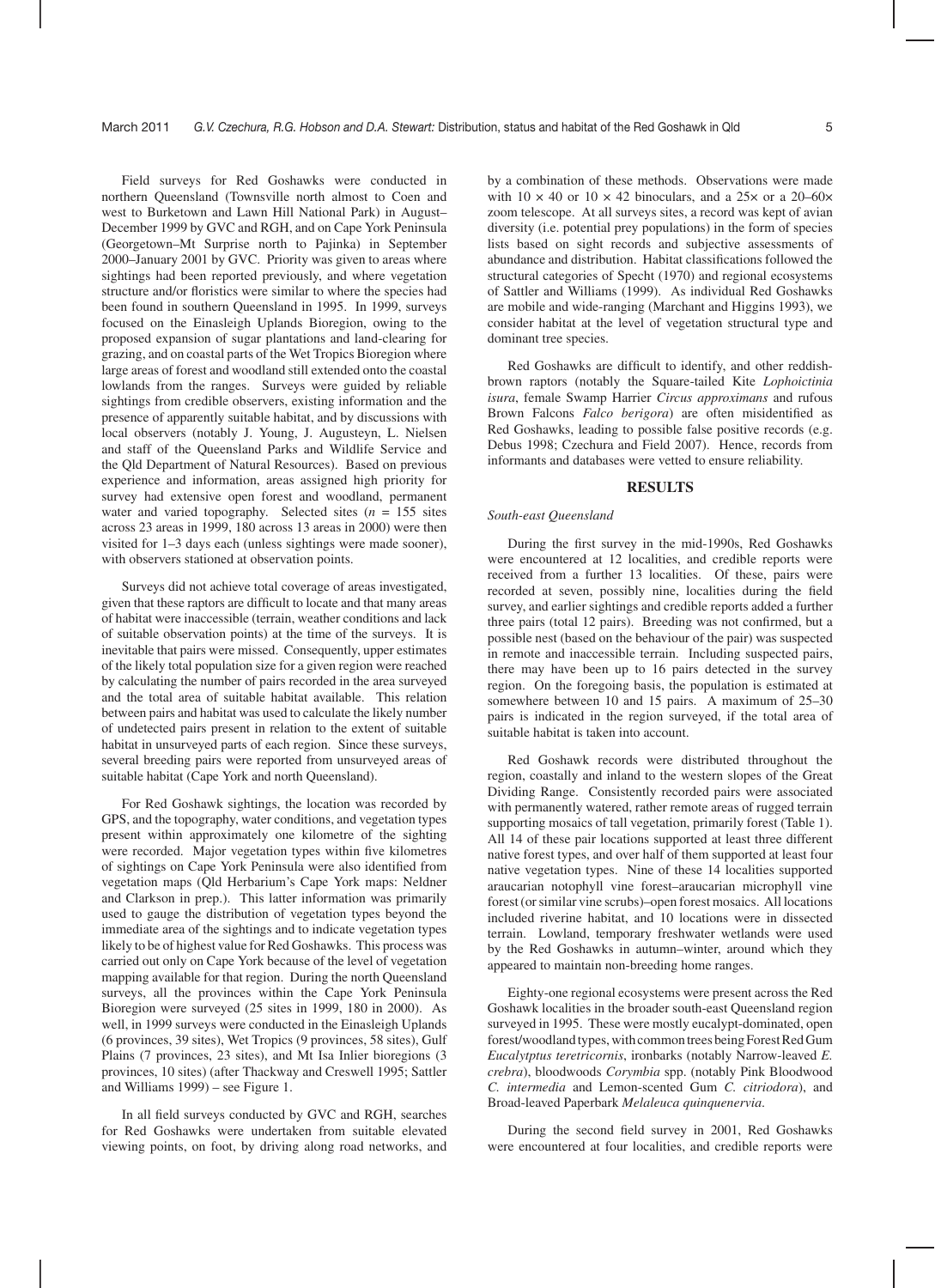Field surveys for Red Goshawks were conducted in northern Queensland (Townsville north almost to Coen and west to Burketown and Lawn Hill National Park) in August–December 1999 by GVC and RGH, and on Cape York Peninsula (Georgetown–Mt Surprise north to Pajinka) in September 2000–January 2001 by GVC. Priority was given to areas where sightings had been reported previously, and where vegetation structure and/or floristics were similar to where the species had been found in southern Queensland in 1995. In 1999, surveys focused on the Einasleigh Uplands Bioregion, owing to the proposed expansion of sugar plantations and land-clearing for grazing, and on coastal parts of the Wet Tropics Bioregion where large areas of forest and woodland still extended onto the coastal lowlands from the ranges. Surveys were guided by reliable sightings from credible observers, existing information and the presence of apparently suitable habitat, and by discussions with local observers (notably J. Young, J. Augusteyn, L. Nielsen and staff of the Queensland Parks and Wildlife Service and the Qld Department of Natural Resources). Based on previous experience and information, areas assigned high priority for survey had extensive open forest and woodland, permanent water and varied topography. Selected sites ($n$ = 155 sites across 23 areas in 1999, 180 across 13 areas in 2000) were then visited for 1–3 days each (unless sightings were made sooner), with observers stationed at observation points.

Surveys did not achieve total coverage of areas investigated, given that these raptors are difficult to locate and that many areas of habitat were inaccessible (terrain, weather conditions and lack of suitable observation points) at the time of the surveys. It is inevitable that pairs were missed. Consequently, upper estimates of the likely total population size for a given region were reached by calculating the number of pairs recorded in the area surveyed and the total area of suitable habitat available. This relation between pairs and habitat was used to calculate the likely number of undetected pairs present in relation to the extent of suitable habitat in unsurveyed parts of each region. Since these surveys, several breeding pairs were reported from unsurveyed areas of suitable habitat (Cape York and north Queensland).

For Red Goshawk sightings, the location was recorded by GPS, and the topography, water conditions, and vegetation types present within approximately one kilometre of the sighting were recorded. Major vegetation types within five kilometres of sightings on Cape York Peninsula were also identified from vegetation maps (Qld Herbarium's Cape York maps: Neldner and Clarkson in prep.). This latter information was primarily used to gauge the distribution of vegetation types beyond the immediate area of the sightings and to indicate vegetation types likely to be of highest value for Red Goshawks. This process was carried out only on Cape York because of the level of vegetation mapping available for that region. During the north Queensland surveys, all the provinces within the Cape York Peninsula Bioregion were surveyed (25 sites in 1999, 180 in 2000). As well, in 1999 surveys were conducted in the Einasleigh Uplands (6 provinces, 39 sites), Wet Tropics (9 provinces, 58 sites), Gulf Plains (7 provinces, 23 sites), and Mt Isa Inlier bioregions (3 provinces, 10 sites) (after Thackway and Creswell 1995; Sattler and Williams 1999) – see Figure 1.

In all field surveys conducted by GVC and RGH, searches for Red Goshawks were undertaken from suitable elevated viewing points, on foot, by driving along road networks, and by a combination of these methods. Observations were made with 10 × 40 or 10 × 42 binoculars, and a 25× or a 20–60× zoom telescope. At all surveys sites, a record was kept of avian diversity (i.e. potential prey populations) in the form of species lists based on sight records and subjective assessments of abundance and distribution. Habitat classifications followed the structural categories of Specht (1970) and regional ecosystems of Sattler and Williams (1999). As individual Red Goshawks are mobile and wide-ranging (Marchant and Higgins 1993), we consider habitat at the level of vegetation structural type and dominant tree species.

Red Goshawks are difficult to identify, and other reddish-brown raptors (notably the Square-tailed Kite *Lophoictinia isura*, female Swamp Harrier *Circus approximans* and rufous Brown Falcons *Falco berigora*) are often misidentified as Red Goshawks, leading to possible false positive records (e.g. Debus 1998; Czechura and Field 2007). Hence, records from informants and databases were vetted to ensure reliability.

## RESULTS

### *South-east Queensland*

During the first survey in the mid-1990s, Red Goshawks were encountered at 12 localities, and credible reports were received from a further 13 localities. Of these, pairs were recorded at seven, possibly nine, localities during the field survey, and earlier sightings and credible reports added a further three pairs (total 12 pairs). Breeding was not confirmed, but a possible nest (based on the behaviour of the pair) was suspected in remote and inaccessible terrain. Including suspected pairs, there may have been up to 16 pairs detected in the survey region. On the foregoing basis, the population is estimated at somewhere between 10 and 15 pairs. A maximum of 25–30 pairs is indicated in the region surveyed, if the total area of suitable habitat is taken into account.

Red Goshawk records were distributed throughout the region, coastally and inland to the western slopes of the Great Dividing Range. Consistently recorded pairs were associated with permanently watered, rather remote areas of rugged terrain supporting mosaics of tall vegetation, primarily forest (Table 1). All 14 of these pair locations supported at least three different native forest types, and over half of them supported at least four native vegetation types. Nine of these 14 localities supported araucarian notophyll vine forest–araucarian microphyll vine forest (or similar vine scrubs)–open forest mosaics. All locations included riverine habitat, and 10 locations were in dissected terrain. Lowland, temporary freshwater wetlands were used by the Red Goshawks in autumn–winter, around which they appeared to maintain non-breeding home ranges.

Eighty-one regional ecosystems were present across the Red Goshawk localities in the broader south-east Queensland region surveyed in 1995. These were mostly eucalypt-dominated, open forest/woodland types, with common trees being Forest Red Gum *Eucalytptus teretricornis*, ironbarks (notably Narrow-leaved *E. crebra*), bloodwoods *Corymbia* spp. (notably Pink Bloodwood *C. intermedia* and Lemon-scented Gum *C. citriodora*), and Broad-leaved Paperbark *Melaleuca quinquenervia*.

During the second field survey in 2001, Red Goshawks were encountered at four localities, and credible reports were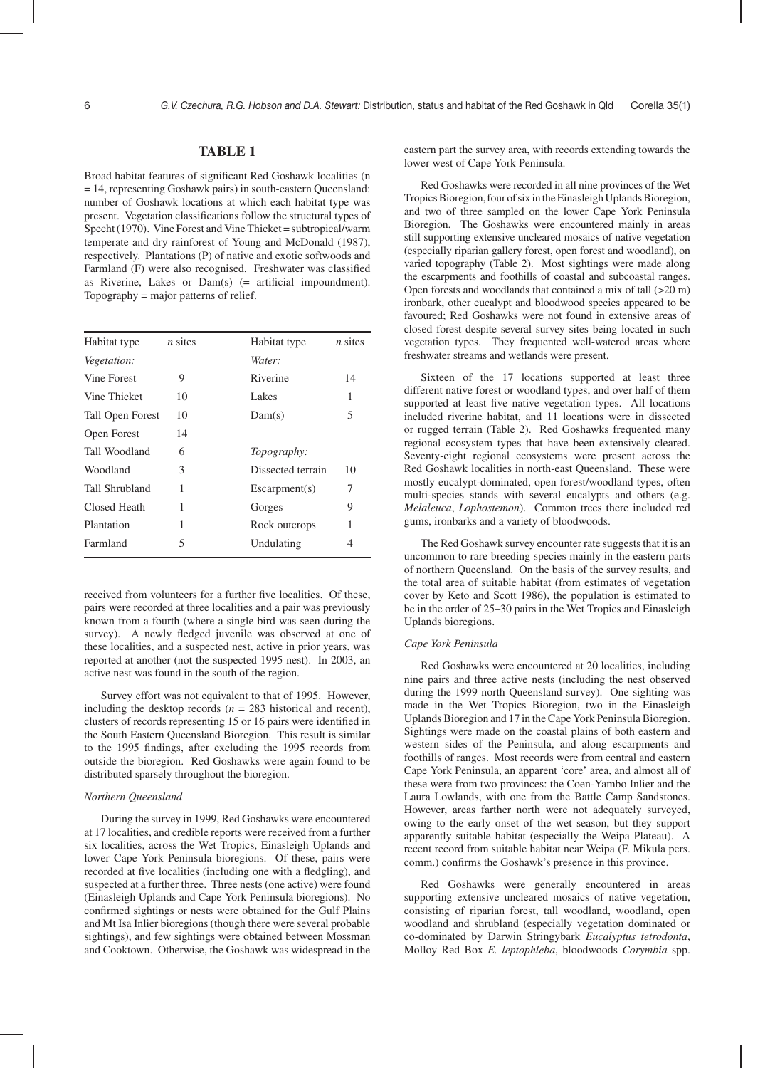## TABLE 1

Broad habitat features of significant Red Goshawk localities (n = 14, representing Goshawk pairs) in south-eastern Queensland: number of Goshawk locations at which each habitat type was present. Vegetation classifications follow the structural types of Specht (1970). Vine Forest and Vine Thicket = subtropical/warm temperate and dry rainforest of Young and McDonald (1987), respectively. Plantations (P) of native and exotic softwoods and Farmland (F) were also recognised. Freshwater was classified as Riverine, Lakes or Dam(s) (= artificial impoundment). Topography = major patterns of relief.

| Habitat type | *n* sites | Habitat type | *n* sites |
|---|---|---|---|
| *Vegetation:* | | *Water:* | |
| Vine Forest | 9 | Riverine | 14 |
| Vine Thicket | 10 | Lakes | 1 |
| Tall Open Forest | 10 | Dam(s) | 5 |
| Open Forest | 14 | | |
| Tall Woodland | 6 | *Topography:* | |
| Woodland | 3 | Dissected terrain | 10 |
| Tall Shrubland | 1 | Escarpment(s) | 7 |
| Closed Heath | 1 | Gorges | 9 |
| Plantation | 1 | Rock outcrops | 1 |
| Farmland | 5 | Undulating | 4 |

received from volunteers for a further five localities. Of these, pairs were recorded at three localities and a pair was previously known from a fourth (where a single bird was seen during the survey). A newly fledged juvenile was observed at one of these localities, and a suspected nest, active in prior years, was reported at another (not the suspected 1995 nest). In 2003, an active nest was found in the south of the region.

Survey effort was not equivalent to that of 1995. However, including the desktop records ($n = 283$ historical and recent), clusters of records representing 15 or 16 pairs were identified in the South Eastern Queensland Bioregion. This result is similar to the 1995 findings, after excluding the 1995 records from outside the bioregion. Red Goshawks were again found to be distributed sparsely throughout the bioregion.

### *Northern Queensland*

During the survey in 1999, Red Goshawks were encountered at 17 localities, and credible reports were received from a further six localities, across the Wet Tropics, Einasleigh Uplands and lower Cape York Peninsula bioregions. Of these, pairs were recorded at five localities (including one with a fledgling), and suspected at a further three. Three nests (one active) were found (Einasleigh Uplands and Cape York Peninsula bioregions). No confirmed sightings or nests were obtained for the Gulf Plains and Mt Isa Inlier bioregions (though there were several probable sightings), and few sightings were obtained between Mossman and Cooktown. Otherwise, the Goshawk was widespread in the eastern part the survey area, with records extending towards the lower west of Cape York Peninsula.

Red Goshawks were recorded in all nine provinces of the Wet Tropics Bioregion, four of six in the Einasleigh Uplands Bioregion, and two of three sampled on the lower Cape York Peninsula Bioregion. The Goshawks were encountered mainly in areas still supporting extensive uncleared mosaics of native vegetation (especially riparian gallery forest, open forest and woodland), on varied topography (Table 2). Most sightings were made along the escarpments and foothills of coastal and subcoastal ranges. Open forests and woodlands that contained a mix of tall (>20 m) ironbark, other eucalypt and bloodwood species appeared to be favoured; Red Goshawks were not found in extensive areas of closed forest despite several survey sites being located in such vegetation types. They frequented well-watered areas where freshwater streams and wetlands were present.

Sixteen of the 17 locations supported at least three different native forest or woodland types, and over half of them supported at least five native vegetation types. All locations included riverine habitat, and 11 locations were in dissected or rugged terrain (Table 2). Red Goshawks frequented many regional ecosystem types that have been extensively cleared. Seventy-eight regional ecosystems were present across the Red Goshawk localities in north-east Queensland. These were mostly eucalypt-dominated, open forest/woodland types, often multi-species stands with several eucalypts and others (e.g. *Melaleuca*, *Lophostemon*). Common trees there included red gums, ironbarks and a variety of bloodwoods.

The Red Goshawk survey encounter rate suggests that it is an uncommon to rare breeding species mainly in the eastern parts of northern Queensland. On the basis of the survey results, and the total area of suitable habitat (from estimates of vegetation cover by Keto and Scott 1986), the population is estimated to be in the order of 25–30 pairs in the Wet Tropics and Einasleigh Uplands bioregions.

### *Cape York Peninsula*

Red Goshawks were encountered at 20 localities, including nine pairs and three active nests (including the nest observed during the 1999 north Queensland survey). One sighting was made in the Wet Tropics Bioregion, two in the Einasleigh Uplands Bioregion and 17 in the Cape York Peninsula Bioregion. Sightings were made on the coastal plains of both eastern and western sides of the Peninsula, and along escarpments and foothills of ranges. Most records were from central and eastern Cape York Peninsula, an apparent 'core' area, and almost all of these were from two provinces: the Coen-Yambo Inlier and the Laura Lowlands, with one from the Battle Camp Sandstones. However, areas farther north were not adequately surveyed, owing to the early onset of the wet season, but they support apparently suitable habitat (especially the Weipa Plateau). A recent record from suitable habitat near Weipa (F. Mikula pers. comm.) confirms the Goshawk's presence in this province.

Red Goshawks were generally encountered in areas supporting extensive uncleared mosaics of native vegetation, consisting of riparian forest, tall woodland, woodland, open woodland and shrubland (especially vegetation dominated or co-dominated by Darwin Stringybark *Eucalyptus tetrodonta*, Molloy Red Box *E. leptophleba*, bloodwoods *Corymbia* spp.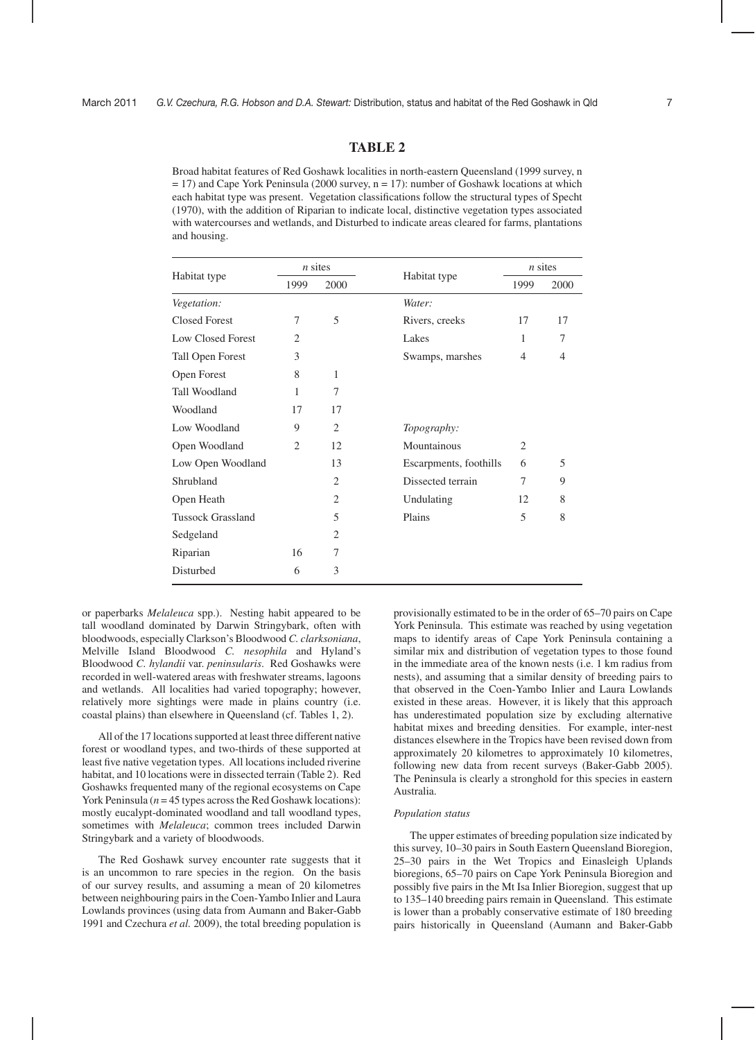## TABLE 2

Broad habitat features of Red Goshawk localities in north-eastern Queensland (1999 survey, n = 17) and Cape York Peninsula (2000 survey, n = 17): number of Goshawk locations at which each habitat type was present. Vegetation classifications follow the structural types of Specht (1970), with the addition of Riparian to indicate local, distinctive vegetation types associated with watercourses and wetlands, and Disturbed to indicate areas cleared for farms, plantations and housing.

| Habitat type | *n* sites | | Habitat type | *n* sites | |
|---|---|---|---|---|---|
| | 1999 | 2000 | | 1999 | 2000 |
| *Vegetation:* | | | *Water:* | | |
| Closed Forest | 7 | 5 | Rivers, creeks | 17 | 17 |
| Low Closed Forest | 2 | | Lakes | 1 | 7 |
| Tall Open Forest | 3 | | Swamps, marshes | 4 | 4 |
| Open Forest | 8 | 1 | | | |
| Tall Woodland | 1 | 7 | | | |
| Woodland | 17 | 17 | | | |
| Low Woodland | 9 | 2 | *Topography:* | | |
| Open Woodland | 2 | 12 | Mountainous | 2 | |
| Low Open Woodland | | 13 | Escarpments, foothills | 6 | 5 |
| Shrubland | | 2 | Dissected terrain | 7 | 9 |
| Open Heath | | 2 | Undulating | 12 | 8 |
| Tussock Grassland | | 5 | Plains | 5 | 8 |
| Sedgeland | | 2 | | | |
| Riparian | 16 | 7 | | | |
| Disturbed | 6 | 3 | | | |

or paperbarks *Melaleuca* spp.). Nesting habit appeared to be tall woodland dominated by Darwin Stringybark, often with bloodwoods, especially Clarkson's Bloodwood *C. clarksoniana*, Melville Island Bloodwood *C. nesophila* and Hyland's Bloodwood *C. hylandii* var. *peninsularis*. Red Goshawks were recorded in well-watered areas with freshwater streams, lagoons and wetlands. All localities had varied topography; however, relatively more sightings were made in plains country (i.e. coastal plains) than elsewhere in Queensland (cf. Tables 1, 2).

All of the 17 locations supported at least three different native forest or woodland types, and two-thirds of these supported at least five native vegetation types. All locations included riverine habitat, and 10 locations were in dissected terrain (Table 2). Red Goshawks frequented many of the regional ecosystems on Cape York Peninsula (*n* = 45 types across the Red Goshawk locations): mostly eucalypt-dominated woodland and tall woodland types, sometimes with *Melaleuca*; common trees included Darwin Stringybark and a variety of bloodwoods.

The Red Goshawk survey encounter rate suggests that it is an uncommon to rare species in the region. On the basis of our survey results, and assuming a mean of 20 kilometres between neighbouring pairs in the Coen-Yambo Inlier and Laura Lowlands provinces (using data from Aumann and Baker-Gabb 1991 and Czechura *et al.* 2009), the total breeding population is provisionally estimated to be in the order of 65–70 pairs on Cape York Peninsula. This estimate was reached by using vegetation maps to identify areas of Cape York Peninsula containing a similar mix and distribution of vegetation types to those found in the immediate area of the known nests (i.e. 1 km radius from nests), and assuming that a similar density of breeding pairs to that observed in the Coen-Yambo Inlier and Laura Lowlands existed in these areas. However, it is likely that this approach has underestimated population size by excluding alternative habitat mixes and breeding densities. For example, inter-nest distances elsewhere in the Tropics have been revised down from approximately 20 kilometres to approximately 10 kilometres, following new data from recent surveys (Baker-Gabb 2005). The Peninsula is clearly a stronghold for this species in eastern Australia.

### *Population status*

The upper estimates of breeding population size indicated by this survey, 10–30 pairs in South Eastern Queensland Bioregion, 25–30 pairs in the Wet Tropics and Einasleigh Uplands bioregions, 65–70 pairs on Cape York Peninsula Bioregion and possibly five pairs in the Mt Isa Inlier Bioregion, suggest that up to 135–140 breeding pairs remain in Queensland. This estimate is lower than a probably conservative estimate of 180 breeding pairs historically in Queensland (Aumann and Baker-Gabb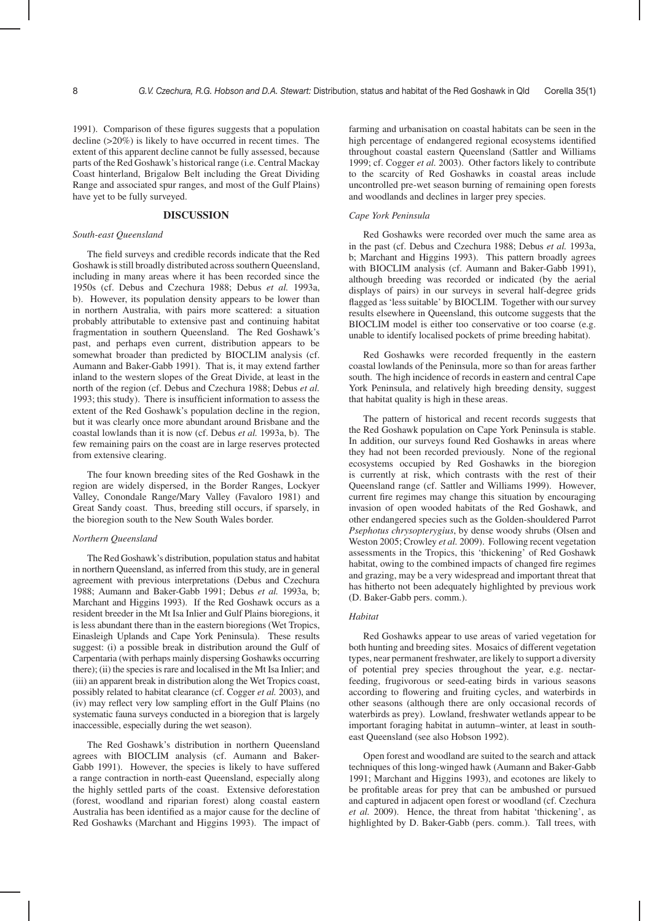1991). Comparison of these figures suggests that a population decline (>20%) is likely to have occurred in recent times. The extent of this apparent decline cannot be fully assessed, because parts of the Red Goshawk's historical range (i.e. Central Mackay Coast hinterland, Brigalow Belt including the Great Dividing Range and associated spur ranges, and most of the Gulf Plains) have yet to be fully surveyed.

## DISCUSSION

### *South-east Queensland*

The field surveys and credible records indicate that the Red Goshawk is still broadly distributed across southern Queensland, including in many areas where it has been recorded since the 1950s (cf. Debus and Czechura 1988; Debus *et al.* 1993a, b). However, its population density appears to be lower than in northern Australia, with pairs more scattered: a situation probably attributable to extensive past and continuing habitat fragmentation in southern Queensland. The Red Goshawk's past, and perhaps even current, distribution appears to be somewhat broader than predicted by BIOCLIM analysis (cf. Aumann and Baker-Gabb 1991). That is, it may extend farther inland to the western slopes of the Great Divide, at least in the north of the region (cf. Debus and Czechura 1988; Debus *et al.* 1993; this study). There is insufficient information to assess the extent of the Red Goshawk's population decline in the region, but it was clearly once more abundant around Brisbane and the coastal lowlands than it is now (cf. Debus *et al.* 1993a, b). The few remaining pairs on the coast are in large reserves protected from extensive clearing.

The four known breeding sites of the Red Goshawk in the region are widely dispersed, in the Border Ranges, Lockyer Valley, Conondale Range/Mary Valley (Favaloro 1981) and Great Sandy coast. Thus, breeding still occurs, if sparsely, in the bioregion south to the New South Wales border.

### *Northern Queensland*

The Red Goshawk's distribution, population status and habitat in northern Queensland, as inferred from this study, are in general agreement with previous interpretations (Debus and Czechura 1988; Aumann and Baker-Gabb 1991; Debus *et al.* 1993a, b; Marchant and Higgins 1993). If the Red Goshawk occurs as a resident breeder in the Mt Isa Inlier and Gulf Plains bioregions, it is less abundant there than in the eastern bioregions (Wet Tropics, Einasleigh Uplands and Cape York Peninsula). These results suggest: (i) a possible break in distribution around the Gulf of Carpentaria (with perhaps mainly dispersing Goshawks occurring there); (ii) the species is rare and localised in the Mt Isa Inlier; and (iii) an apparent break in distribution along the Wet Tropics coast, possibly related to habitat clearance (cf. Cogger *et al.* 2003), and (iv) may reflect very low sampling effort in the Gulf Plains (no systematic fauna surveys conducted in a bioregion that is largely inaccessible, especially during the wet season).

The Red Goshawk's distribution in northern Queensland agrees with BIOCLIM analysis (cf. Aumann and Baker-Gabb 1991). However, the species is likely to have suffered a range contraction in north-east Queensland, especially along the highly settled parts of the coast. Extensive deforestation (forest, woodland and riparian forest) along coastal eastern Australia has been identified as a major cause for the decline of Red Goshawks (Marchant and Higgins 1993). The impact of farming and urbanisation on coastal habitats can be seen in the high percentage of endangered regional ecosystems identified throughout coastal eastern Queensland (Sattler and Williams 1999; cf. Cogger *et al.* 2003). Other factors likely to contribute to the scarcity of Red Goshawks in coastal areas include uncontrolled pre-wet season burning of remaining open forests and woodlands and declines in larger prey species.

### *Cape York Peninsula*

Red Goshawks were recorded over much the same area as in the past (cf. Debus and Czechura 1988; Debus *et al.* 1993a, b; Marchant and Higgins 1993). This pattern broadly agrees with BIOCLIM analysis (cf. Aumann and Baker-Gabb 1991), although breeding was recorded or indicated (by the aerial displays of pairs) in our surveys in several half-degree grids flagged as 'less suitable' by BIOCLIM. Together with our survey results elsewhere in Queensland, this outcome suggests that the BIOCLIM model is either too conservative or too coarse (e.g. unable to identify localised pockets of prime breeding habitat).

Red Goshawks were recorded frequently in the eastern coastal lowlands of the Peninsula, more so than for areas farther south. The high incidence of records in eastern and central Cape York Peninsula, and relatively high breeding density, suggest that habitat quality is high in these areas.

The pattern of historical and recent records suggests that the Red Goshawk population on Cape York Peninsula is stable. In addition, our surveys found Red Goshawks in areas where they had not been recorded previously. None of the regional ecosystems occupied by Red Goshawks in the bioregion is currently at risk, which contrasts with the rest of their Queensland range (cf. Sattler and Williams 1999). However, current fire regimes may change this situation by encouraging invasion of open wooded habitats of the Red Goshawk, and other endangered species such as the Golden-shouldered Parrot *Psephotus chrysopterygius*, by dense woody shrubs (Olsen and Weston 2005; Crowley *et al.* 2009). Following recent vegetation assessments in the Tropics, this 'thickening' of Red Goshawk habitat, owing to the combined impacts of changed fire regimes and grazing, may be a very widespread and important threat that has hitherto not been adequately highlighted by previous work (D. Baker-Gabb pers. comm.).

### *Habitat*

Red Goshawks appear to use areas of varied vegetation for both hunting and breeding sites. Mosaics of different vegetation types, near permanent freshwater, are likely to support a diversity of potential prey species throughout the year, e.g. nectar-feeding, frugivorous or seed-eating birds in various seasons according to flowering and fruiting cycles, and waterbirds in other seasons (although there are only occasional records of waterbirds as prey). Lowland, freshwater wetlands appear to be important foraging habitat in autumn–winter, at least in south-east Queensland (see also Hobson 1992).

Open forest and woodland are suited to the search and attack techniques of this long-winged hawk (Aumann and Baker-Gabb 1991; Marchant and Higgins 1993), and ecotones are likely to be profitable areas for prey that can be ambushed or pursued and captured in adjacent open forest or woodland (cf. Czechura *et al.* 2009). Hence, the threat from habitat 'thickening', as highlighted by D. Baker-Gabb (pers. comm.). Tall trees, with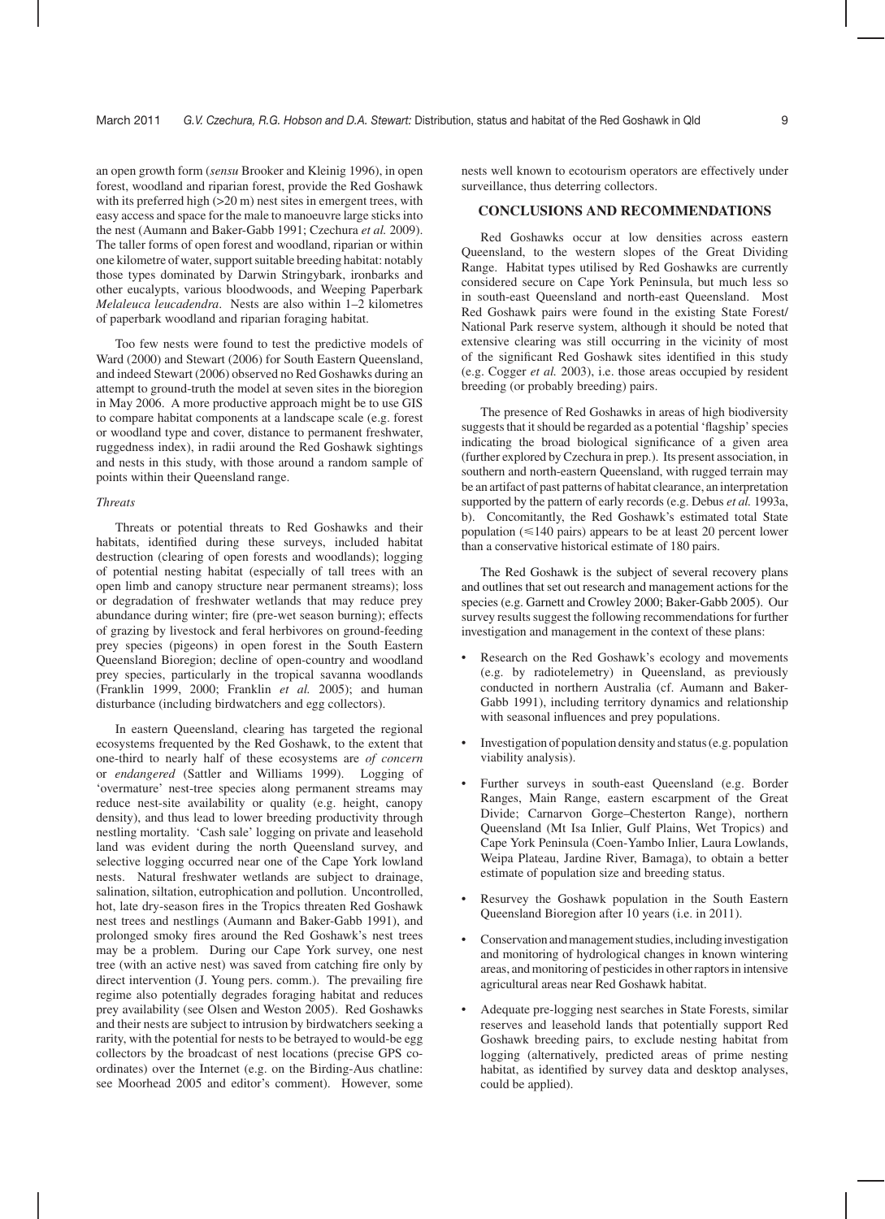an open growth form (*sensu* Brooker and Kleinig 1996), in open forest, woodland and riparian forest, provide the Red Goshawk with its preferred high (>20 m) nest sites in emergent trees, with easy access and space for the male to manoeuvre large sticks into the nest (Aumann and Baker-Gabb 1991; Czechura *et al.* 2009). The taller forms of open forest and woodland, riparian or within one kilometre of water, support suitable breeding habitat: notably those types dominated by Darwin Stringybark, ironbarks and other eucalypts, various bloodwoods, and Weeping Paperbark *Melaleuca leucadendra*. Nests are also within 1–2 kilometres of paperbark woodland and riparian foraging habitat.

Too few nests were found to test the predictive models of Ward (2000) and Stewart (2006) for South Eastern Queensland, and indeed Stewart (2006) observed no Red Goshawks during an attempt to ground-truth the model at seven sites in the bioregion in May 2006. A more productive approach might be to use GIS to compare habitat components at a landscape scale (e.g. forest or woodland type and cover, distance to permanent freshwater, ruggedness index), in radii around the Red Goshawk sightings and nests in this study, with those around a random sample of points within their Queensland range.

### *Threats*

Threats or potential threats to Red Goshawks and their habitats, identified during these surveys, included habitat destruction (clearing of open forests and woodlands); logging of potential nesting habitat (especially of tall trees with an open limb and canopy structure near permanent streams); loss or degradation of freshwater wetlands that may reduce prey abundance during winter; fire (pre-wet season burning); effects of grazing by livestock and feral herbivores on ground-feeding prey species (pigeons) in open forest in the South Eastern Queensland Bioregion; decline of open-country and woodland prey species, particularly in the tropical savanna woodlands (Franklin 1999, 2000; Franklin *et al.* 2005); and human disturbance (including birdwatchers and egg collectors).

In eastern Queensland, clearing has targeted the regional ecosystems frequented by the Red Goshawk, to the extent that one-third to nearly half of these ecosystems are *of concern* or *endangered* (Sattler and Williams 1999). Logging of 'overmature' nest-tree species along permanent streams may reduce nest-site availability or quality (e.g. height, canopy density), and thus lead to lower breeding productivity through nestling mortality. 'Cash sale' logging on private and leasehold land was evident during the north Queensland survey, and selective logging occurred near one of the Cape York lowland nests. Natural freshwater wetlands are subject to drainage, salination, siltation, eutrophication and pollution. Uncontrolled, hot, late dry-season fires in the Tropics threaten Red Goshawk nest trees and nestlings (Aumann and Baker-Gabb 1991), and prolonged smoky fires around the Red Goshawk's nest trees may be a problem. During our Cape York survey, one nest tree (with an active nest) was saved from catching fire only by direct intervention (J. Young pers. comm.). The prevailing fire regime also potentially degrades foraging habitat and reduces prey availability (see Olsen and Weston 2005). Red Goshawks and their nests are subject to intrusion by birdwatchers seeking a rarity, with the potential for nests to be betrayed to would-be egg collectors by the broadcast of nest locations (precise GPS co-ordinates) over the Internet (e.g. on the Birding-Aus chatline: see Moorhead 2005 and editor's comment). However, some nests well known to ecotourism operators are effectively under surveillance, thus deterring collectors.

## CONCLUSIONS AND RECOMMENDATIONS

Red Goshawks occur at low densities across eastern Queensland, to the western slopes of the Great Dividing Range. Habitat types utilised by Red Goshawks are currently considered secure on Cape York Peninsula, but much less so in south-east Queensland and north-east Queensland. Most Red Goshawk pairs were found in the existing State Forest/ National Park reserve system, although it should be noted that extensive clearing was still occurring in the vicinity of most of the significant Red Goshawk sites identified in this study (e.g. Cogger *et al.* 2003), i.e. those areas occupied by resident breeding (or probably breeding) pairs.

The presence of Red Goshawks in areas of high biodiversity suggests that it should be regarded as a potential 'flagship' species indicating the broad biological significance of a given area (further explored by Czechura in prep.). Its present association, in southern and north-eastern Queensland, with rugged terrain may be an artifact of past patterns of habitat clearance, an interpretation supported by the pattern of early records (e.g. Debus *et al.* 1993a, b). Concomitantly, the Red Goshawk's estimated total State population (≤140 pairs) appears to be at least 20 percent lower than a conservative historical estimate of 180 pairs.

The Red Goshawk is the subject of several recovery plans and outlines that set out research and management actions for the species (e.g. Garnett and Crowley 2000; Baker-Gabb 2005). Our survey results suggest the following recommendations for further investigation and management in the context of these plans:

- Research on the Red Goshawk's ecology and movements (e.g. by radiotelemetry) in Queensland, as previously conducted in northern Australia (cf. Aumann and Baker-Gabb 1991), including territory dynamics and relationship with seasonal influences and prey populations.
- Investigation of population density and status (e.g. population viability analysis).
- Further surveys in south-east Queensland (e.g. Border Ranges, Main Range, eastern escarpment of the Great Divide; Carnarvon Gorge–Chesterton Range), northern Queensland (Mt Isa Inlier, Gulf Plains, Wet Tropics) and Cape York Peninsula (Coen-Yambo Inlier, Laura Lowlands, Weipa Plateau, Jardine River, Bamaga), to obtain a better estimate of population size and breeding status.
- Resurvey the Goshawk population in the South Eastern Queensland Bioregion after 10 years (i.e. in 2011).
- Conservation and management studies, including investigation and monitoring of hydrological changes in known wintering areas, and monitoring of pesticides in other raptors in intensive agricultural areas near Red Goshawk habitat.
- Adequate pre-logging nest searches in State Forests, similar reserves and leasehold lands that potentially support Red Goshawk breeding pairs, to exclude nesting habitat from logging (alternatively, predicted areas of prime nesting habitat, as identified by survey data and desktop analyses, could be applied).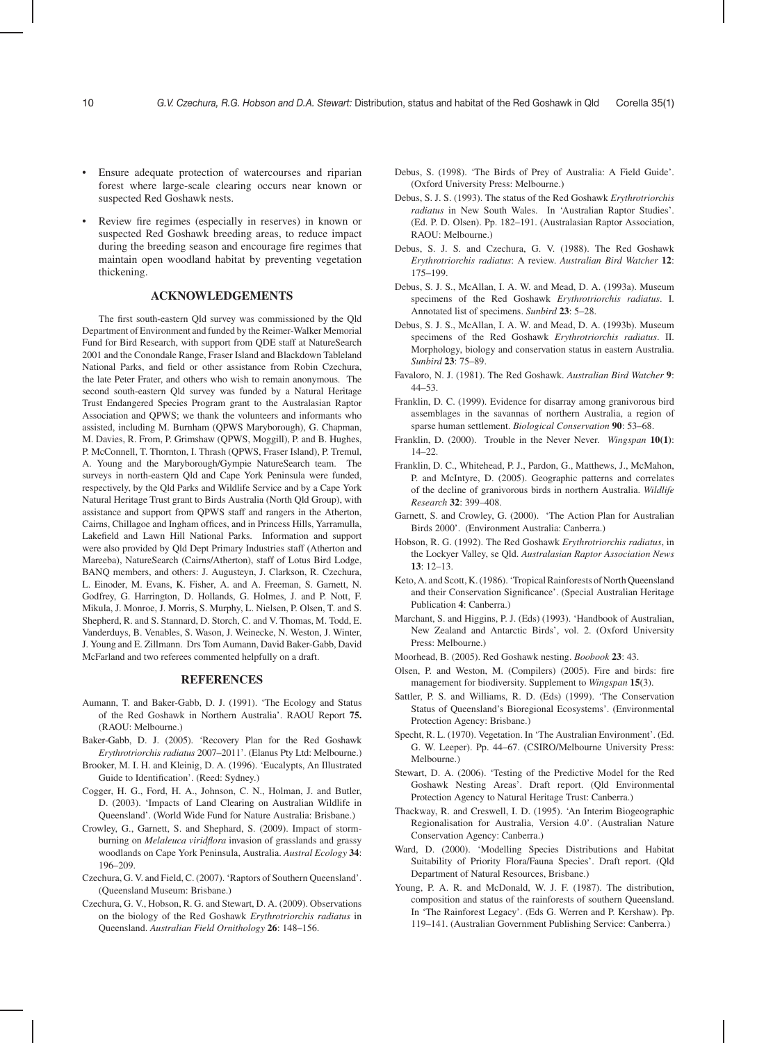- Ensure adequate protection of watercourses and riparian forest where large-scale clearing occurs near known or suspected Red Goshawk nests.
- Review fire regimes (especially in reserves) in known or suspected Red Goshawk breeding areas, to reduce impact during the breeding season and encourage fire regimes that maintain open woodland habitat by preventing vegetation thickening.

## ACKNOWLEDGEMENTS

The first south-eastern Qld survey was commissioned by the Qld Department of Environment and funded by the Reimer-Walker Memorial Fund for Bird Research, with support from QDE staff at NatureSearch 2001 and the Conondale Range, Fraser Island and Blackdown Tableland National Parks, and field or other assistance from Robin Czechura, the late Peter Frater, and others who wish to remain anonymous. The second south-eastern Qld survey was funded by a Natural Heritage Trust Endangered Species Program grant to the Australasian Raptor Association and QPWS; we thank the volunteers and informants who assisted, including M. Burnham (QPWS Maryborough), G. Chapman, M. Davies, R. From, P. Grimshaw (QPWS, Moggill), P. and B. Hughes, P. McConnell, T. Thornton, I. Thrash (QPWS, Fraser Island), P. Tremul, A. Young and the Maryborough/Gympie NatureSearch team. The surveys in north-eastern Qld and Cape York Peninsula were funded, respectively, by the Qld Parks and Wildlife Service and by a Cape York Natural Heritage Trust grant to Birds Australia (North Qld Group), with assistance and support from QPWS staff and rangers in the Atherton, Cairns, Chillagoe and Ingham offices, and in Princess Hills, Yarramulla, Lakefield and Lawn Hill National Parks. Information and support were also provided by Qld Dept Primary Industries staff (Atherton and Mareeba), NatureSearch (Cairns/Atherton), staff of Lotus Bird Lodge, BANQ members, and others: J. Augusteyn, J. Clarkson, R. Czechura, L. Einoder, M. Evans, K. Fisher, A. and A. Freeman, S. Garnett, N. Godfrey, G. Harrington, D. Hollands, G. Holmes, J. and P. Nott, F. Mikula, J. Monroe, J. Morris, S. Murphy, L. Nielsen, P. Olsen, T. and S. Shepherd, R. and S. Stannard, D. Storch, C. and V. Thomas, M. Todd, E. Vanderduys, B. Venables, S. Wason, J. Weinecke, N. Weston, J. Winter, J. Young and E. Zillmann. Drs Tom Aumann, David Baker-Gabb, David McFarland and two referees commented helpfully on a draft.

## REFERENCES

Aumann, T. and Baker-Gabb, D. J. (1991). 'The Ecology and Status of the Red Goshawk in Northern Australia'. RAOU Report **75.** (RAOU: Melbourne.)

Baker-Gabb, D. J. (2005). 'Recovery Plan for the Red Goshawk *Erythrotriorchis radiatus* 2007–2011'. (Elanus Pty Ltd: Melbourne.)

Brooker, M. I. H. and Kleinig, D. A. (1996). 'Eucalypts, An Illustrated Guide to Identification'. (Reed: Sydney.)

Cogger, H. G., Ford, H. A., Johnson, C. N., Holman, J. and Butler, D. (2003). 'Impacts of Land Clearing on Australian Wildlife in Queensland'. (World Wide Fund for Nature Australia: Brisbane.)

Crowley, G., Garnett, S. and Shephard, S. (2009). Impact of storm-burning on *Melaleuca viridflora* invasion of grasslands and grassy woodlands on Cape York Peninsula, Australia. *Austral Ecology* **34**: 196–209.

Czechura, G. V. and Field, C. (2007). 'Raptors of Southern Queensland'. (Queensland Museum: Brisbane.)

Czechura, G. V., Hobson, R. G. and Stewart, D. A. (2009). Observations on the biology of the Red Goshawk *Erythrotriorchis radiatus* in Queensland. *Australian Field Ornithology* **26**: 148–156.

Debus, S. (1998). 'The Birds of Prey of Australia: A Field Guide'. (Oxford University Press: Melbourne.)

Debus, S. J. S. (1993). The status of the Red Goshawk *Erythrotriorchis radiatus* in New South Wales. In 'Australian Raptor Studies'. (Ed. P. D. Olsen). Pp. 182–191. (Australasian Raptor Association, RAOU: Melbourne.)

Debus, S. J. S. and Czechura, G. V. (1988). The Red Goshawk *Erythrotriorchis radiatus*: A review. *Australian Bird Watcher* **12**: 175–199.

Debus, S. J. S., McAllan, I. A. W. and Mead, D. A. (1993a). Museum specimens of the Red Goshawk *Erythrotriorchis radiatus*. I. Annotated list of specimens. *Sunbird* **23**: 5–28.

Debus, S. J. S., McAllan, I. A. W. and Mead, D. A. (1993b). Museum specimens of the Red Goshawk *Erythrotriorchis radiatus*. II. Morphology, biology and conservation status in eastern Australia. *Sunbird* **23**: 75–89.

Favaloro, N. J. (1981). The Red Goshawk. *Australian Bird Watcher* **9**: 44–53.

Franklin, D. C. (1999). Evidence for disarray among granivorous bird assemblages in the savannas of northern Australia, a region of sparse human settlement. *Biological Conservation* **90**: 53–68.

Franklin, D. (2000). Trouble in the Never Never. *Wingspan* **10(1)**: 14–22.

Franklin, D. C., Whitehead, P. J., Pardon, G., Matthews, J., McMahon, P. and McIntyre, D. (2005). Geographic patterns and correlates of the decline of granivorous birds in northern Australia. *Wildlife Research* **32**: 399–408.

Garnett, S. and Crowley, G. (2000). 'The Action Plan for Australian Birds 2000'. (Environment Australia: Canberra.)

Hobson, R. G. (1992). The Red Goshawk *Erythrotriorchis radiatus*, in the Lockyer Valley, se Qld. *Australasian Raptor Association News* **13**: 12–13.

Keto, A. and Scott, K. (1986). 'Tropical Rainforests of North Queensland and their Conservation Significance'. (Special Australian Heritage Publication **4**: Canberra.)

Marchant, S. and Higgins, P. J. (Eds) (1993). 'Handbook of Australian, New Zealand and Antarctic Birds', vol. 2. (Oxford University Press: Melbourne.)

Moorhead, B. (2005). Red Goshawk nesting. *Boobook* **23**: 43.

Olsen, P. and Weston, M. (Compilers) (2005). Fire and birds: fire management for biodiversity. Supplement to *Wingspan* **15**(3).

Sattler, P. S. and Williams, R. D. (Eds) (1999). 'The Conservation Status of Queensland's Bioregional Ecosystems'. (Environmental Protection Agency: Brisbane.)

Specht, R. L. (1970). Vegetation. In 'The Australian Environment'. (Ed. G. W. Leeper). Pp. 44–67. (CSIRO/Melbourne University Press: Melbourne.)

Stewart, D. A. (2006). 'Testing of the Predictive Model for the Red Goshawk Nesting Areas'. Draft report. (Qld Environmental Protection Agency to Natural Heritage Trust: Canberra.)

Thackway, R. and Creswell, I. D. (1995). 'An Interim Biogeographic Regionalisation for Australia, Version 4.0'. (Australian Nature Conservation Agency: Canberra.)

Ward, D. (2000). 'Modelling Species Distributions and Habitat Suitability of Priority Flora/Fauna Species'. Draft report. (Qld Department of Natural Resources, Brisbane.)

Young, P. A. R. and McDonald, W. J. F. (1987). The distribution, composition and status of the rainforests of southern Queensland. In 'The Rainforest Legacy'. (Eds G. Werren and P. Kershaw). Pp. 119–141. (Australian Government Publishing Service: Canberra.)